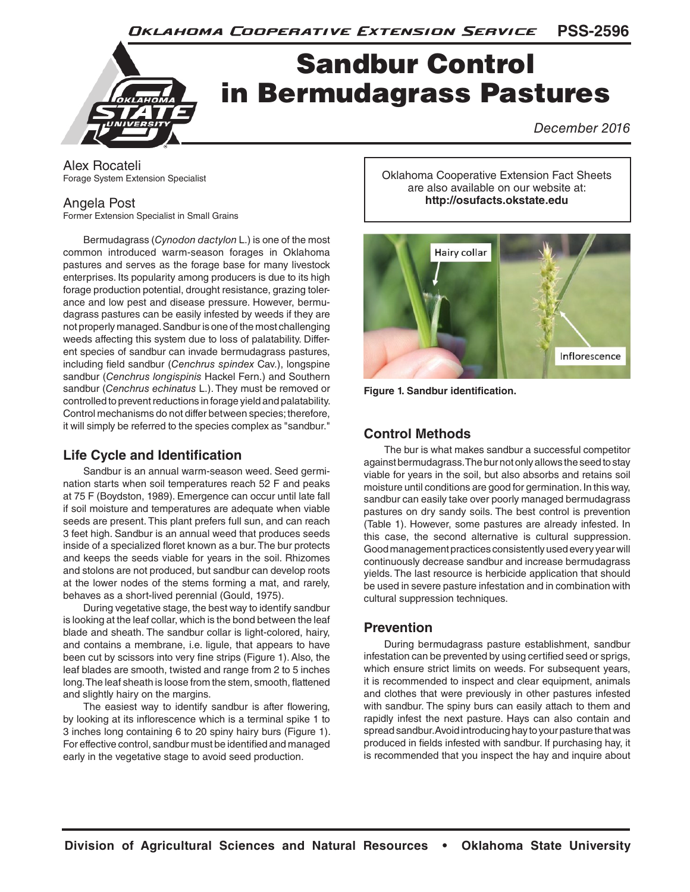# Sandbur Control in Bermudagrass Pastures

December 2016

Alex Rocateli
Forage System Extension Specialist

Angela Post
Former Extension Specialist in Small Grains

Oklahoma Cooperative Extension Fact Sheets are also available on our website at: **http://osufacts.okstate.edu**

Bermudagrass (*Cynodon dactylon* L.) is one of the most common introduced warm-season forages in Oklahoma pastures and serves as the forage base for many livestock enterprises. Its popularity among producers is due to its high forage production potential, drought resistance, grazing tolerance and low pest and disease pressure. However, bermudagrass pastures can be easily infested by weeds if they are not properly managed. Sandbur is one of the most challenging weeds affecting this system due to loss of palatability. Different species of sandbur can invade bermudagrass pastures, including field sandbur (*Cenchrus spindex* Cav.), longspine sandbur (*Cenchrus longispinis* Hackel Fern.) and Southern sandbur (*Cenchrus echinatus* L.). They must be removed or controlled to prevent reductions in forage yield and palatability. Control mechanisms do not differ between species; therefore, it will simply be referred to the species complex as "sandbur."

## Life Cycle and Identification

Sandbur is an annual warm-season weed. Seed germination starts when soil temperatures reach 52 F and peaks at 75 F (Boydston, 1989). Emergence can occur until late fall if soil moisture and temperatures are adequate when viable seeds are present. This plant prefers full sun, and can reach 3 feet high. Sandbur is an annual weed that produces seeds inside of a specialized floret known as a bur. The bur protects and keeps the seeds viable for years in the soil. Rhizomes and stolons are not produced, but sandbur can develop roots at the lower nodes of the stems forming a mat, and rarely, behaves as a short-lived perennial (Gould, 1975).

During vegetative stage, the best way to identify sandbur is looking at the leaf collar, which is the bond between the leaf blade and sheath. The sandbur collar is light-colored, hairy, and contains a membrane, i.e. ligule, that appears to have been cut by scissors into very fine strips (Figure 1). Also, the leaf blades are smooth, twisted and range from 2 to 5 inches long. The leaf sheath is loose from the stem, smooth, flattened and slightly hairy on the margins.

The easiest way to identify sandbur is after flowering, by looking at its inflorescence which is a terminal spike 1 to 3 inches long containing 6 to 20 spiny hairy burs (Figure 1). For effective control, sandbur must be identified and managed early in the vegetative stage to avoid seed production.

**Figure 1. Sandbur identification.**

## Control Methods

The bur is what makes sandbur a successful competitor against bermudagrass. The bur not only allows the seed to stay viable for years in the soil, but also absorbs and retains soil moisture until conditions are good for germination. In this way, sandbur can easily take over poorly managed bermudagrass pastures on dry sandy soils. The best control is prevention (Table 1). However, some pastures are already infested. In this case, the second alternative is cultural suppression. Good management practices consistently used every year will continuously decrease sandbur and increase bermudagrass yields. The last resource is herbicide application that should be used in severe pasture infestation and in combination with cultural suppression techniques.

## Prevention

During bermudagrass pasture establishment, sandbur infestation can be prevented by using certified seed or sprigs, which ensure strict limits on weeds. For subsequent years, it is recommended to inspect and clear equipment, animals and clothes that were previously in other pastures infested with sandbur. The spiny burs can easily attach to them and rapidly infest the next pasture. Hays can also contain and spread sandbur. Avoid introducing hay to your pasture that was produced in fields infested with sandbur. If purchasing hay, it is recommended that you inspect the hay and inquire about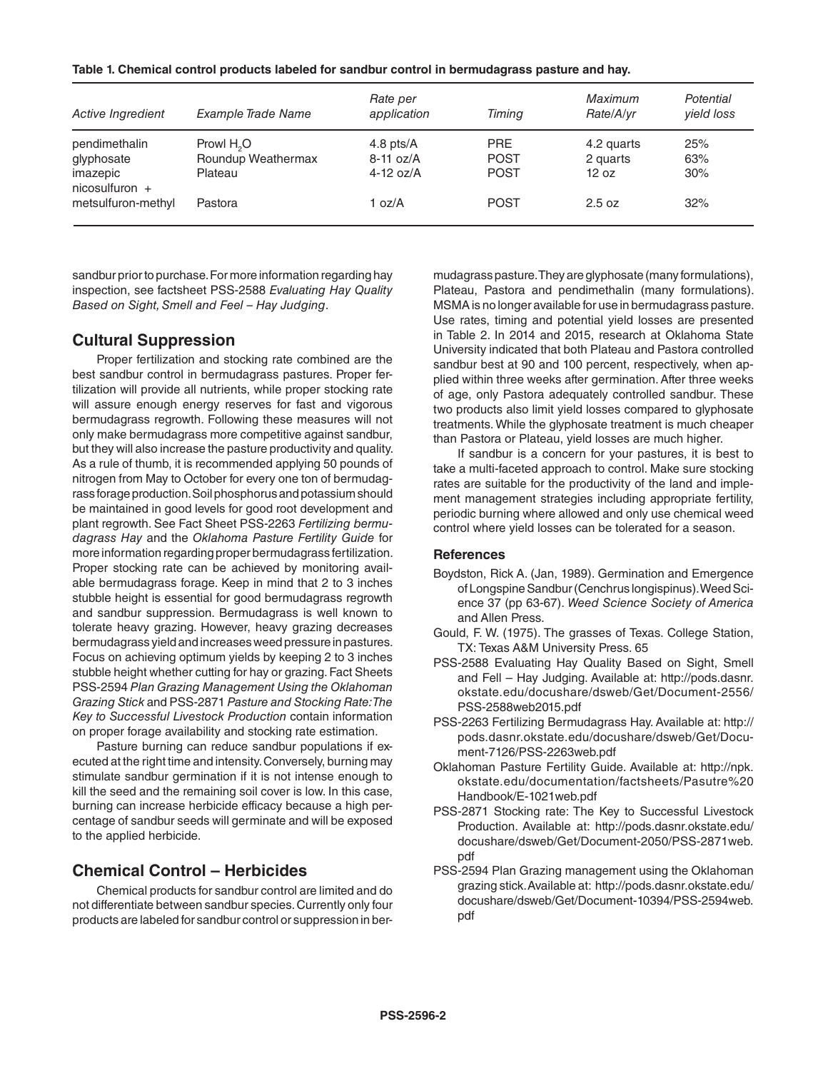**Table 1. Chemical control products labeled for sandbur control in bermudagrass pasture and hay.**

| *Active Ingredient* | *Example Trade Name* | *Rate per application* | *Timing* | *Maximum Rate/A/yr* | *Potential yield loss* |
|---|---|---|---|---|---|
| pendimethalin | Prowl $H_2O$ | 4.8 pts/A | PRE | 4.2 quarts | 25% |
| glyphosate | Roundup Weathermax | 8-11 oz/A | POST | 2 quarts | 63% |
| imazepic | Plateau | 4-12 oz/A | POST | 12 oz | 30% |
| nicosulfuron + metsulfuron-methyl | Pastora | 1 oz/A | POST | 2.5 oz | 32% |

sandbur prior to purchase. For more information regarding hay inspection, see factsheet PSS-2588 *Evaluating Hay Quality Based on Sight, Smell and Feel – Hay Judging*.

## Cultural Suppression

Proper fertilization and stocking rate combined are the best sandbur control in bermudagrass pastures. Proper fertilization will provide all nutrients, while proper stocking rate will assure enough energy reserves for fast and vigorous bermudagrass regrowth. Following these measures will not only make bermudagrass more competitive against sandbur, but they will also increase the pasture productivity and quality. As a rule of thumb, it is recommended applying 50 pounds of nitrogen from May to October for every one ton of bermudagrass forage production. Soil phosphorus and potassium should be maintained in good levels for good root development and plant regrowth. See Fact Sheet PSS-2263 *Fertilizing bermudagrass Hay* and the *Oklahoma Pasture Fertility Guide* for more information regarding proper bermudagrass fertilization. Proper stocking rate can be achieved by monitoring available bermudagrass forage. Keep in mind that 2 to 3 inches stubble height is essential for good bermudagrass regrowth and sandbur suppression. Bermudagrass is well known to tolerate heavy grazing. However, heavy grazing decreases bermudagrass yield and increases weed pressure in pastures. Focus on achieving optimum yields by keeping 2 to 3 inches stubble height whether cutting for hay or grazing. Fact Sheets PSS-2594 *Plan Grazing Management Using the Oklahoman Grazing Stick* and PSS-2871 *Pasture and Stocking Rate: The Key to Successful Livestock Production* contain information on proper forage availability and stocking rate estimation.

Pasture burning can reduce sandbur populations if executed at the right time and intensity. Conversely, burning may stimulate sandbur germination if it is not intense enough to kill the seed and the remaining soil cover is low. In this case, burning can increase herbicide efficacy because a high percentage of sandbur seeds will germinate and will be exposed to the applied herbicide.

## Chemical Control – Herbicides

Chemical products for sandbur control are limited and do not differentiate between sandbur species. Currently only four products are labeled for sandbur control or suppression in bermudagrass pasture. They are glyphosate (many formulations), Plateau, Pastora and pendimethalin (many formulations). MSMA is no longer available for use in bermudagrass pasture. Use rates, timing and potential yield losses are presented in Table 2. In 2014 and 2015, research at Oklahoma State University indicated that both Plateau and Pastora controlled sandbur best at 90 and 100 percent, respectively, when applied within three weeks after germination. After three weeks of age, only Pastora adequately controlled sandbur. These two products also limit yield losses compared to glyphosate treatments. While the glyphosate treatment is much cheaper than Pastora or Plateau, yield losses are much higher.

If sandbur is a concern for your pastures, it is best to take a multi-faceted approach to control. Make sure stocking rates are suitable for the productivity of the land and implement management strategies including appropriate fertility, periodic burning where allowed and only use chemical weed control where yield losses can be tolerated for a season.

### References

Boydston, Rick A. (Jan, 1989). Germination and Emergence of Longspine Sandbur (Cenchrus longispinus). Weed Science 37 (pp 63-67). *Weed Science Society of America* and Allen Press.

Gould, F. W. (1975). The grasses of Texas. College Station, TX: Texas A&M University Press. 65

PSS-2588 Evaluating Hay Quality Based on Sight, Smell and Fell – Hay Judging. Available at: http://pods.dasnr.okstate.edu/docushare/dsweb/Get/Document-2556/PSS-2588web2015.pdf

PSS-2263 Fertilizing Bermudagrass Hay. Available at: http://pods.dasnr.okstate.edu/docushare/dsweb/Get/Document-7126/PSS-2263web.pdf

Oklahoman Pasture Fertility Guide. Available at: http://npk.okstate.edu/documentation/factsheets/Pasutre%20Handbook/E-1021web.pdf

PSS-2871 Stocking rate: The Key to Successful Livestock Production. Available at: http://pods.dasnr.okstate.edu/docushare/dsweb/Get/Document-2050/PSS-2871web.pdf

PSS-2594 Plan Grazing management using the Oklahoman grazing stick. Available at: http://pods.dasnr.okstate.edu/docushare/dsweb/Get/Document-10394/PSS-2594web.pdf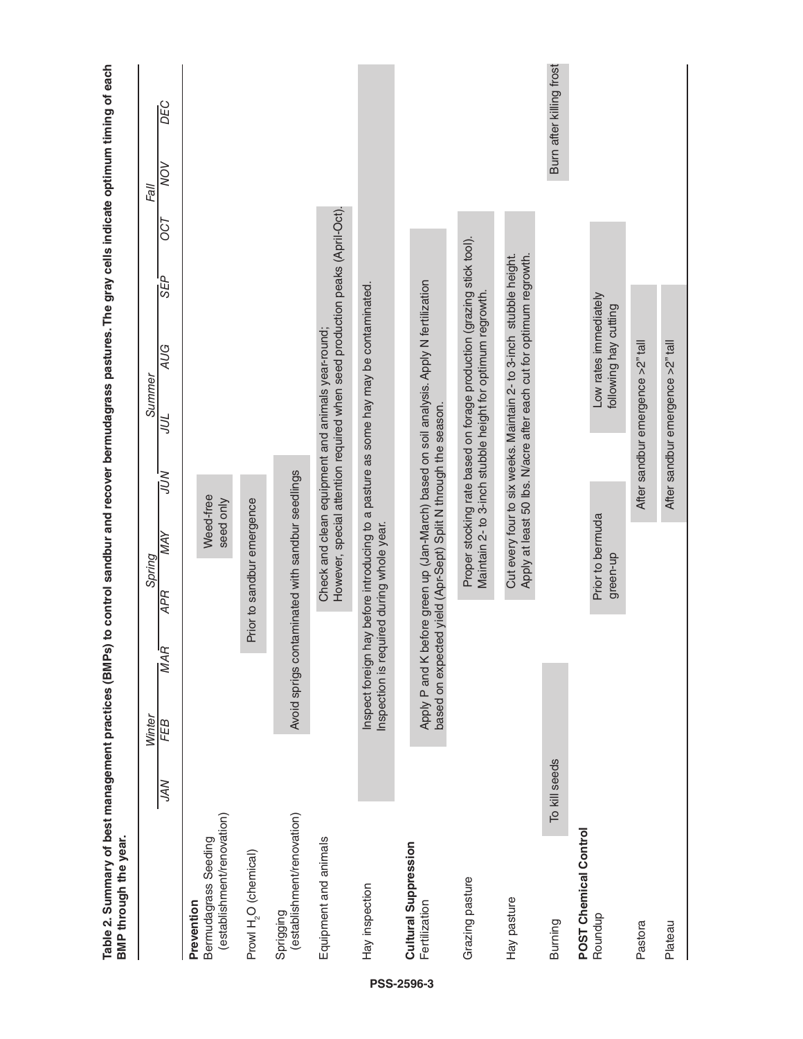**Table 2. Summary of best management practices (BMPs) to control sandbur and recover bermudagrass pastures. The gray cells indicate optimum timing of each BMP through the year.**

Seasons and months: *Winter* (JAN, FEB, MAR) · *Spring* (APR, MAY, JUN) · *Summer* (JUL, AUG, SEP) · *Fall* (OCT, NOV, DEC)

| BMP | Optimum timing (gray cells) | Recommendation |
|---|---|---|
| **Prevention** | | |
| Bermudagrass Seeding (establishment/renovation) | MAY–JUN | Weed-free seed only |
| Prowl $H_2O$ (chemical) | APR–JUN | Prior to sandbur emergence |
| Sprigging (establishment/renovation) | FEB–JUN | Avoid sprigs contaminated with sandbur seedlings |
| Equipment and animals | APR–OCT | Check and clean equipment and animals year-round; However, special attention required when seed production peaks (April-Oct). |
| Hay inspection | JAN–DEC | Inspect foreign hay before introducing to a pasture as some hay may be contaminated. Inspection is required during whole year. |
| **Cultural Suppression** | | |
| Fertilization | JAN–OCT | Apply P and K before green up (Jan-March) based on soil analysis. Apply N fertilization based on expected yield (Apr-Sept) Split N through the season. |
| Grazing pasture | APR–OCT | Proper stocking rate based on forage production (grazing stick tool). Maintain 2- to 3-inch stubble height for optimum regrowth. |
| Hay pasture | APR–OCT | Cut every four to six weeks. Maintain 2- to 3-inch stubble height. Apply at least 50 lbs. N/acre after each cut for optimum regrowth. |
| Burning | JAN–MAR | To kill seeds |
| | NOV–DEC | Burn after killing frost |
| **POST Chemical Control** | | |
| Roundup | APR–MAY | Prior to bermuda green-up |
| | JUL–OCT | Low rates immediately following hay cutting |
| Pastora | MAY–SEP | After sandbur emergence >2" tall |
| Plateau | MAY–SEP | After sandbur emergence >2" tall |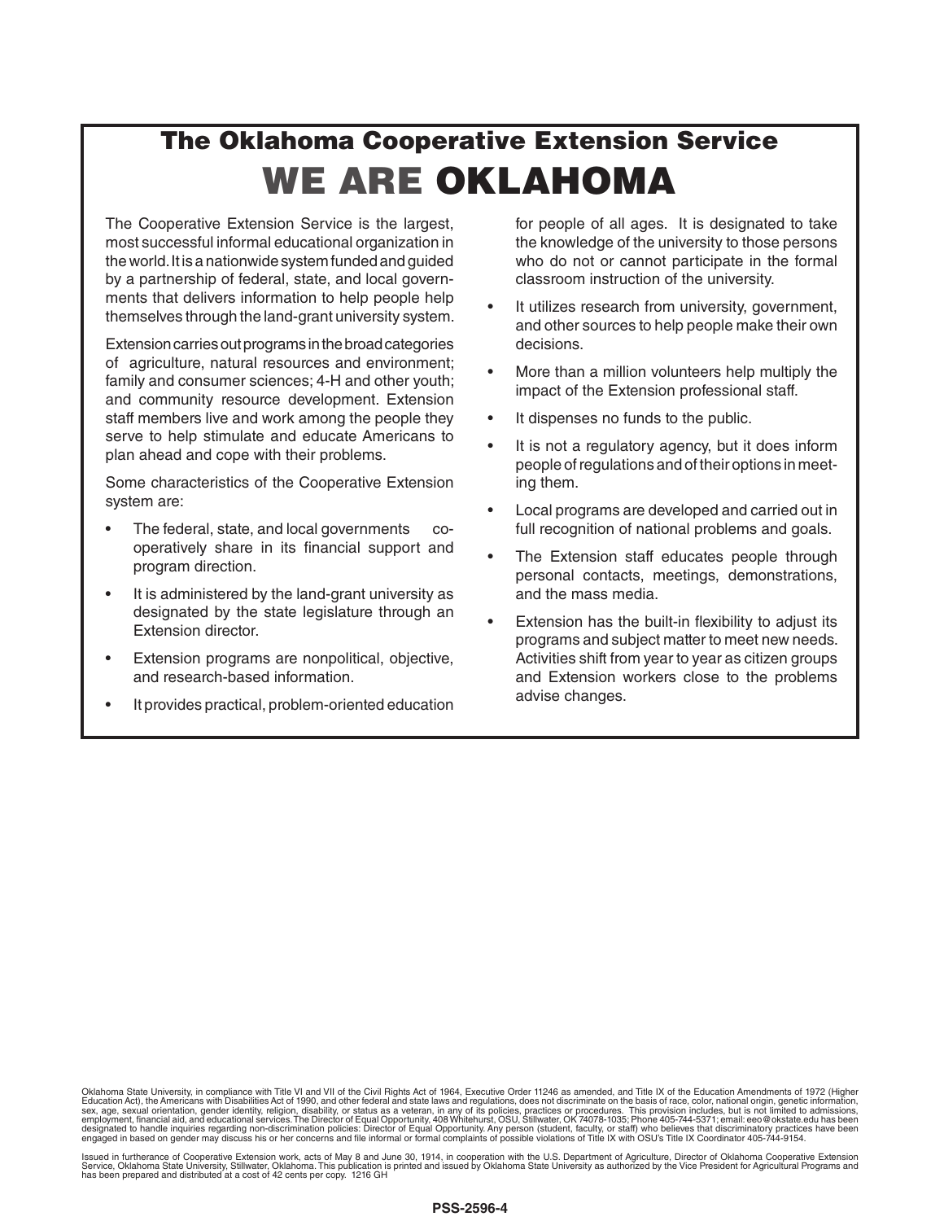## The Oklahoma Cooperative Extension Service

# WE ARE OKLAHOMA

The Cooperative Extension Service is the largest, most successful informal educational organization in the world. It is a nationwide system funded and guided by a partnership of federal, state, and local governments that delivers information to help people help themselves through the land-grant university system.

Extension carries out programs in the broad categories of agriculture, natural resources and environment; family and consumer sciences; 4-H and other youth; and community resource development. Extension staff members live and work among the people they serve to help stimulate and educate Americans to plan ahead and cope with their problems.

Some characteristics of the Cooperative Extension system are:

- The federal, state, and local governments cooperatively share in its financial support and program direction.
- It is administered by the land-grant university as designated by the state legislature through an Extension director.
- Extension programs are nonpolitical, objective, and research-based information.
- It provides practical, problem-oriented education for people of all ages. It is designated to take the knowledge of the university to those persons who do not or cannot participate in the formal classroom instruction of the university.
- It utilizes research from university, government, and other sources to help people make their own decisions.
- More than a million volunteers help multiply the impact of the Extension professional staff.
- It dispenses no funds to the public.
- It is not a regulatory agency, but it does inform people of regulations and of their options in meeting them.
- Local programs are developed and carried out in full recognition of national problems and goals.
- The Extension staff educates people through personal contacts, meetings, demonstrations, and the mass media.
- Extension has the built-in flexibility to adjust its programs and subject matter to meet new needs. Activities shift from year to year as citizen groups and Extension workers close to the problems advise changes.

Oklahoma State University, in compliance with Title VI and VII of the Civil Rights Act of 1964, Executive Order 11246 as amended, and Title IX of the Education Amendments of 1972 (Higher Education Act), the Americans with Disabilities Act of 1990, and other federal and state laws and regulations, does not discriminate on the basis of race, color, national origin, genetic information, sex, age, sexual orientation, gender identity, religion, disability, or status as a veteran, in any of its policies, practices or procedures. This provision includes, but is not limited to admissions, employment, financial aid, and educational services. The Director of Equal Opportunity, 408 Whitehurst, OSU, Stillwater, OK 74078-1035; Phone 405-744-5371; email: eeo@okstate.edu has been designated to handle inquiries regarding non-discrimination policies: Director of Equal Opportunity. Any person (student, faculty, or staff) who believes that discriminatory practices have been engaged in based on gender may discuss his or her concerns and file informal or formal complaints of possible violations of Title IX with OSU's Title IX Coordinator 405-744-9154.

Issued in furtherance of Cooperative Extension work, acts of May 8 and June 30, 1914, in cooperation with the U.S. Department of Agriculture, Director of Oklahoma Cooperative Extension Service, Oklahoma State University, Stillwater, Oklahoma. This publication is printed and issued by Oklahoma State University as authorized by the Vice President for Agricultural Programs and has been prepared and distributed at a cost of 42 cents per copy. 1216 GH

PSS-2596-4